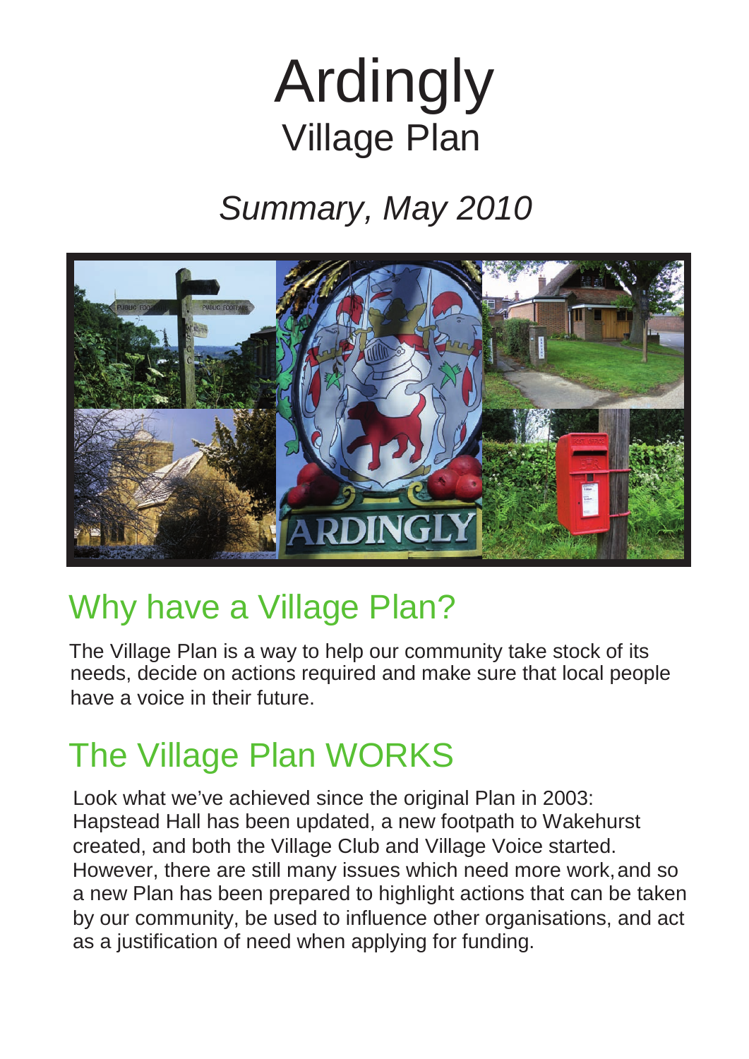# Ardingly
## Village Plan

*Summary, May 2010*

## Why have a Village Plan?

The Village Plan is a way to help our community take stock of its needs, decide on actions required and make sure that local people have a voice in their future.

## The Village Plan WORKS

Look what we've achieved since the original Plan in 2003: Hapstead Hall has been updated, a new footpath to Wakehurst created, and both the Village Club and Village Voice started. However, there are still many issues which need more work, and so a new Plan has been prepared to highlight actions that can be taken by our community, be used to influence other organisations, and act as a justification of need when applying for funding.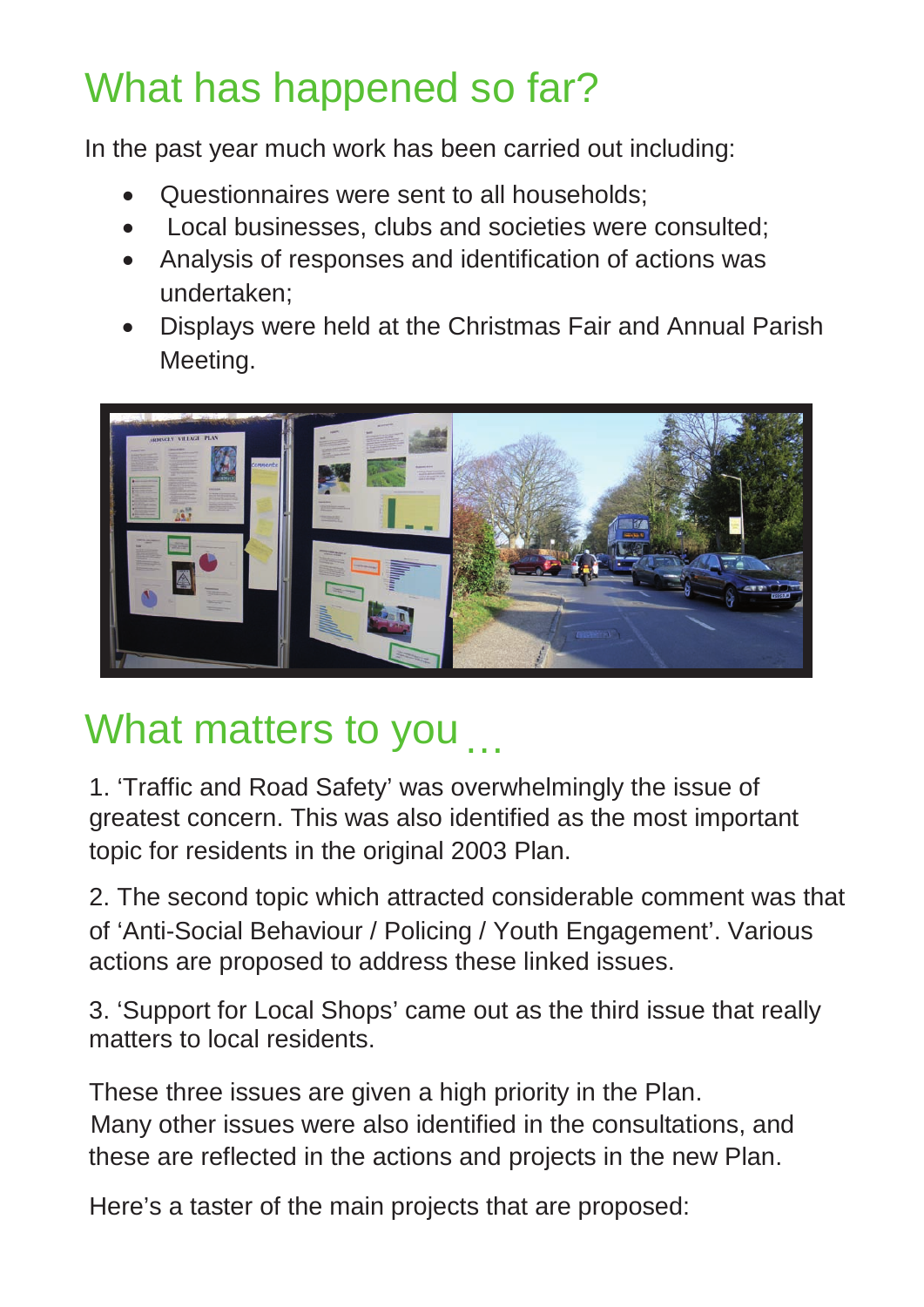# What has happened so far?

In the past year much work has been carried out including:

- Questionnaires were sent to all households;
- Local businesses, clubs and societies were consulted;
- Analysis of responses and identification of actions was undertaken;
- Displays were held at the Christmas Fair and Annual Parish Meeting.

# What matters to you ...

1. 'Traffic and Road Safety' was overwhelmingly the issue of greatest concern. This was also identified as the most important topic for residents in the original 2003 Plan.

2. The second topic which attracted considerable comment was that of 'Anti-Social Behaviour / Policing / Youth Engagement'. Various actions are proposed to address these linked issues.

3. 'Support for Local Shops' came out as the third issue that really matters to local residents.

These three issues are given a high priority in the Plan. Many other issues were also identified in the consultations, and these are reflected in the actions and projects in the new Plan.

Here's a taster of the main projects that are proposed: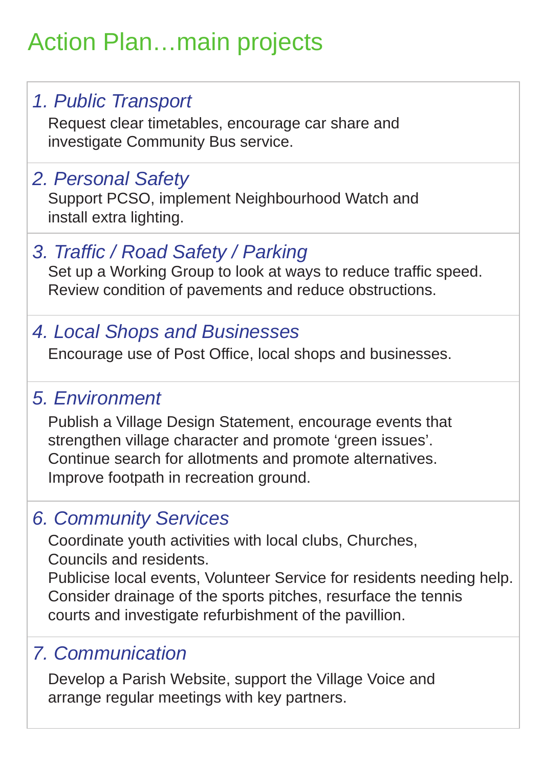# Action Plan…main projects

### *1. Public Transport*

Request clear timetables, encourage car share and investigate Community Bus service.

### *2. Personal Safety*

Support PCSO, implement Neighbourhood Watch and install extra lighting.

### *3. Traffic / Road Safety / Parking*

Set up a Working Group to look at ways to reduce traffic speed. Review condition of pavements and reduce obstructions.

### *4. Local Shops and Businesses*

Encourage use of Post Office, local shops and businesses.

### *5. Environment*

Publish a Village Design Statement, encourage events that strengthen village character and promote 'green issues'. Continue search for allotments and promote alternatives. Improve footpath in recreation ground.

### *6. Community Services*

Coordinate youth activities with local clubs, Churches, Councils and residents.
Publicise local events, Volunteer Service for residents needing help.
Consider drainage of the sports pitches, resurface the tennis courts and investigate refurbishment of the pavillion.

### *7. Communication*

Develop a Parish Website, support the Village Voice and arrange regular meetings with key partners.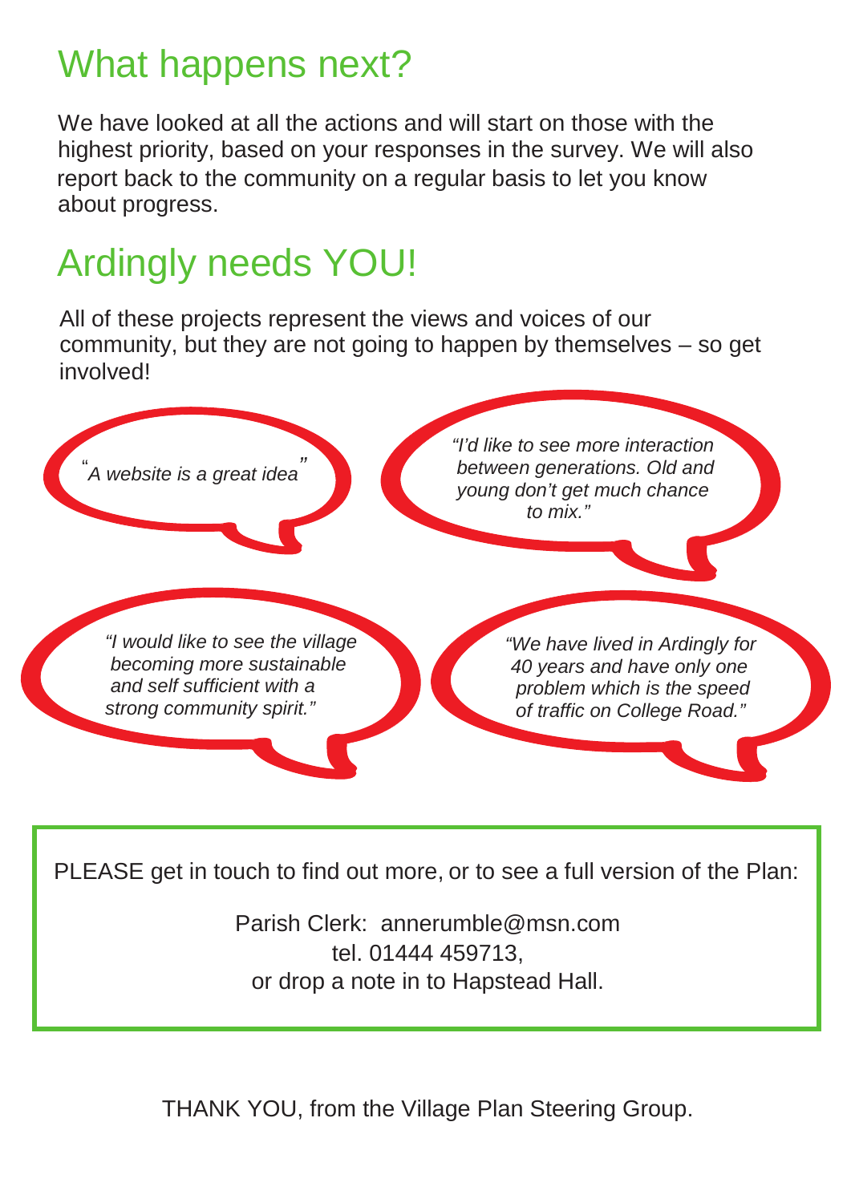# What happens next?

We have looked at all the actions and will start on those with the highest priority, based on your responses in the survey. We will also report back to the community on a regular basis to let you know about progress.

# Ardingly needs YOU!

All of these projects represent the views and voices of our community, but they are not going to happen by themselves – so get involved!

*"A website is a great idea"*

*"I'd like to see more interaction between generations. Old and young don't get much chance to mix."*

*"I would like to see the village becoming more sustainable and self sufficient with a strong community spirit."*

*"We have lived in Ardingly for 40 years and have only one problem which is the speed of traffic on College Road."*

PLEASE get in touch to find out more, or to see a full version of the Plan:

Parish Clerk: annerumble@msn.com
tel. 01444 459713,
or drop a note in to Hapstead Hall.

THANK YOU, from the Village Plan Steering Group.